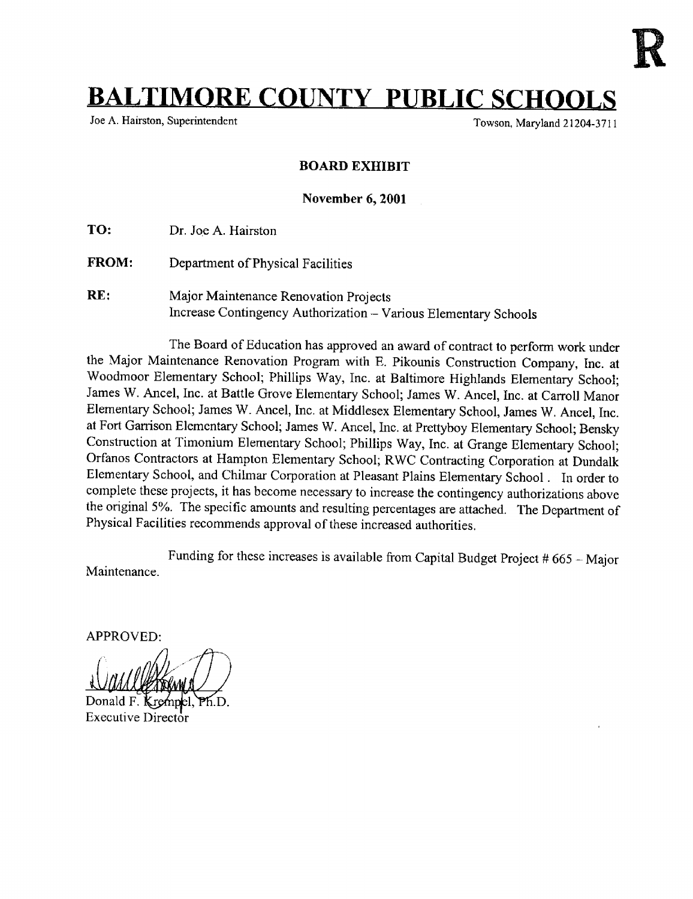R

# BALTIMORE COUNTY PUBLIC SCHOOLS

Joe A. Hairston, Superintendent

Towson, Maryland 21204-3711

**BOARD EXHIBIT**

**November 6, 2001**

**TO:** Dr. Joe A. Hairston

**FROM:** Department of Physical Facilities

**RE:** Major Maintenance Renovation Projects
Increase Contingency Authorization – Various Elementary Schools

The Board of Education has approved an award of contract to perform work under the Major Maintenance Renovation Program with E. Pikounis Construction Company, Inc. at Woodmoor Elementary School; Phillips Way, Inc. at Baltimore Highlands Elementary School; James W. Ancel, Inc. at Battle Grove Elementary School; James W. Ancel, Inc. at Carroll Manor Elementary School; James W. Ancel, Inc. at Middlesex Elementary School, James W. Ancel, Inc. at Fort Garrison Elementary School; James W. Ancel, Inc. at Prettyboy Elementary School; Bensky Construction at Timonium Elementary School; Phillips Way, Inc. at Grange Elementary School; Orfanos Contractors at Hampton Elementary School; RWC Contracting Corporation at Dundalk Elementary School, and Chilmar Corporation at Pleasant Plains Elementary School . In order to complete these projects, it has become necessary to increase the contingency authorizations above the original 5%. The specific amounts and resulting percentages are attached. The Department of Physical Facilities recommends approval of these increased authorities.

Funding for these increases is available from Capital Budget Project # 665 – Major Maintenance.

APPROVED:

Donald F. Krempel, Ph.D.
Executive Director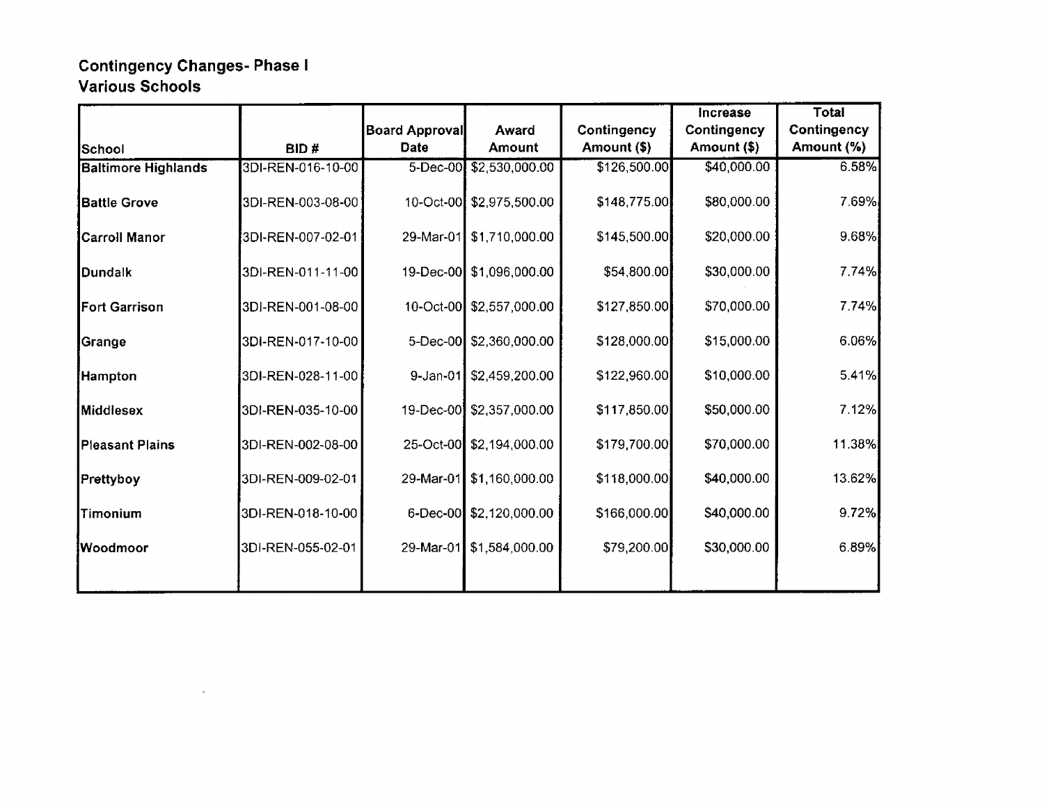**Contingency Changes- Phase I**
**Various Schools**

| School | BID # | Board Approval Date | Award Amount | Contingency Amount ($) | Increase Contingency Amount ($) | Total Contingency Amount (%) |
|---|---|---|---|---|---|---|
| **Baltimore Highlands** | 3DI-REN-016-10-00 | 5-Dec-00 | $2,530,000.00 | $126,500.00 | $40,000.00 | 6.58% |
| **Battle Grove** | 3DI-REN-003-08-00 | 10-Oct-00 | $2,975,500.00 | $148,775.00 | $80,000.00 | 7.69% |
| **Carroll Manor** | 3DI-REN-007-02-01 | 29-Mar-01 | $1,710,000.00 | $145,500.00 | $20,000.00 | 9.68% |
| **Dundalk** | 3DI-REN-011-11-00 | 19-Dec-00 | $1,096,000.00 | $54,800.00 | $30,000.00 | 7.74% |
| **Fort Garrison** | 3DI-REN-001-08-00 | 10-Oct-00 | $2,557,000.00 | $127,850.00 | $70,000.00 | 7.74% |
| **Grange** | 3DI-REN-017-10-00 | 5-Dec-00 | $2,360,000.00 | $128,000.00 | $15,000.00 | 6.06% |
| **Hampton** | 3DI-REN-028-11-00 | 9-Jan-01 | $2,459,200.00 | $122,960.00 | $10,000.00 | 5.41% |
| **Middlesex** | 3DI-REN-035-10-00 | 19-Dec-00 | $2,357,000.00 | $117,850.00 | $50,000.00 | 7.12% |
| **Pleasant Plains** | 3DI-REN-002-08-00 | 25-Oct-00 | $2,194,000.00 | $179,700.00 | $70,000.00 | 11.38% |
| **Prettyboy** | 3DI-REN-009-02-01 | 29-Mar-01 | $1,160,000.00 | $118,000.00 | $40,000.00 | 13.62% |
| **Timonium** | 3DI-REN-018-10-00 | 6-Dec-00 | $2,120,000.00 | $166,000.00 | $40,000.00 | 9.72% |
| **Woodmoor** | 3DI-REN-055-02-01 | 29-Mar-01 | $1,584,000.00 | $79,200.00 | $30,000.00 | 6.89% |